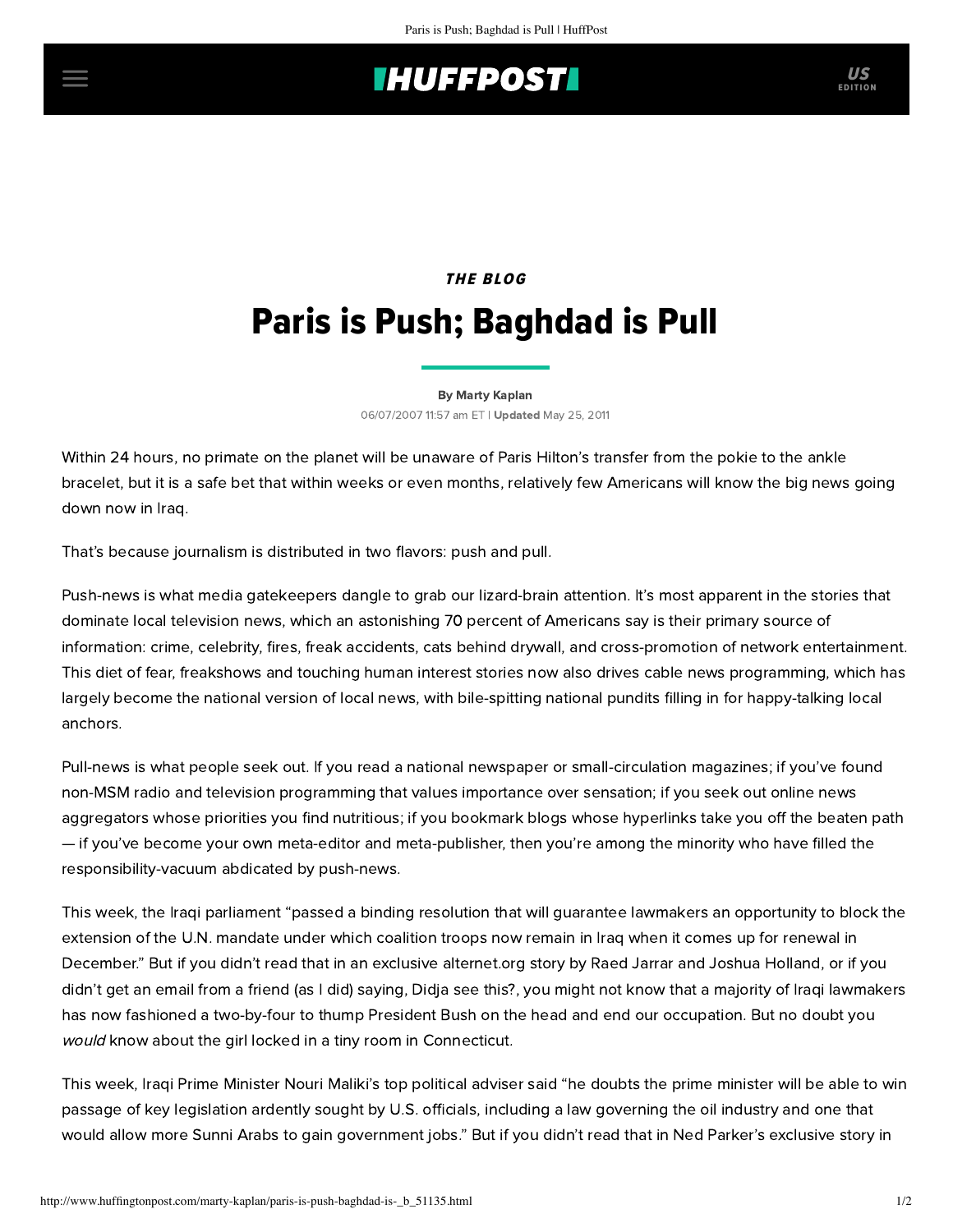THE BLOG

# Paris is Push; Baghdad is Pull

By Marty Kaplan

06/07/2007 11:57 am ET | **Updated** May 25, 2011

Within 24 hours, no primate on the planet will be unaware of Paris Hilton's transfer from the pokie to the ankle bracelet, but it is a safe bet that within weeks or even months, relatively few Americans will know the big news going down now in Iraq.

That's because journalism is distributed in two flavors: push and pull.

Push-news is what media gatekeepers dangle to grab our lizard-brain attention. It's most apparent in the stories that dominate local television news, which an astonishing 70 percent of Americans say is their primary source of information: crime, celebrity, fires, freak accidents, cats behind drywall, and cross-promotion of network entertainment. This diet of fear, freakshows and touching human interest stories now also drives cable news programming, which has largely become the national version of local news, with bile-spitting national pundits filling in for happy-talking local anchors.

Pull-news is what people seek out. If you read a national newspaper or small-circulation magazines; if you've found non-MSM radio and television programming that values importance over sensation; if you seek out online news aggregators whose priorities you find nutritious; if you bookmark blogs whose hyperlinks take you off the beaten path — if you've become your own meta-editor and meta-publisher, then you're among the minority who have filled the responsibility-vacuum abdicated by push-news.

This week, the Iraqi parliament "passed a binding resolution that will guarantee lawmakers an opportunity to block the extension of the U.N. mandate under which coalition troops now remain in Iraq when it comes up for renewal in December." But if you didn't read that in an exclusive alternet.org story by Raed Jarrar and Joshua Holland, or if you didn't get an email from a friend (as I did) saying, Didja see this?, you might not know that a majority of Iraqi lawmakers has now fashioned a two-by-four to thump President Bush on the head and end our occupation. But no doubt you *would* know about the girl locked in a tiny room in Connecticut.

This week, Iraqi Prime Minister Nouri Maliki's top political adviser said "he doubts the prime minister will be able to win passage of key legislation ardently sought by U.S. officials, including a law governing the oil industry and one that would allow more Sunni Arabs to gain government jobs." But if you didn't read that in Ned Parker's exclusive story in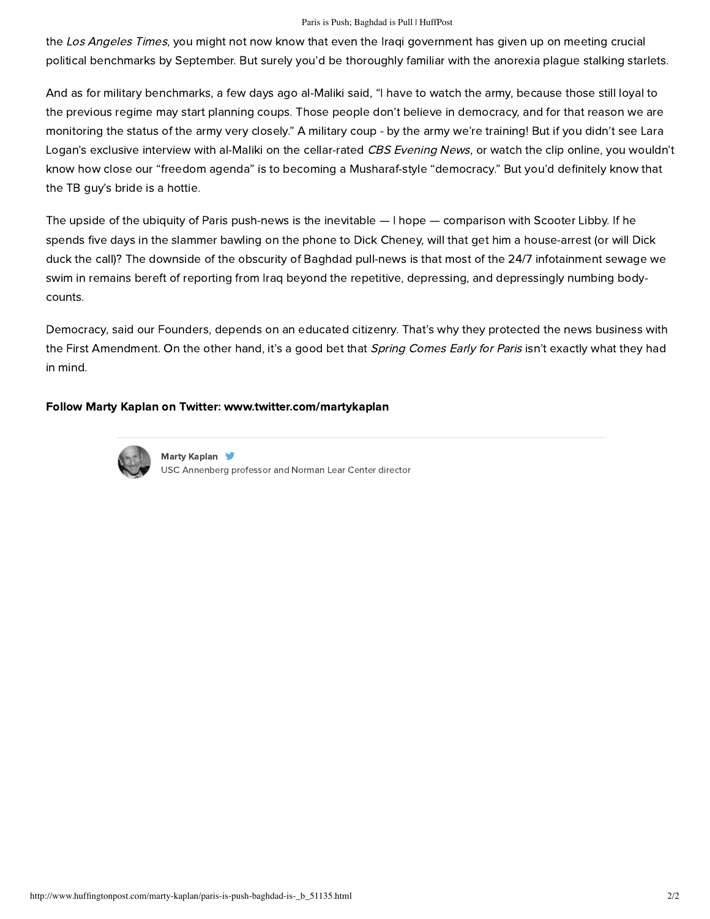the *Los Angeles Times*, you might not now know that even the Iraqi government has given up on meeting crucial political benchmarks by September. But surely you'd be thoroughly familiar with the anorexia plague stalking starlets.

And as for military benchmarks, a few days ago al-Maliki said, "I have to watch the army, because those still loyal to the previous regime may start planning coups. Those people don't believe in democracy, and for that reason we are monitoring the status of the army very closely." A military coup - by the army we're training! But if you didn't see Lara Logan's exclusive interview with al-Maliki on the cellar-rated *CBS Evening News*, or watch the clip online, you wouldn't know how close our "freedom agenda" is to becoming a Musharaf-style "democracy." But you'd definitely know that the TB guy's bride is a hottie.

The upside of the ubiquity of Paris push-news is the inevitable — I hope — comparison with Scooter Libby. If he spends five days in the slammer bawling on the phone to Dick Cheney, will that get him a house-arrest (or will Dick duck the call)? The downside of the obscurity of Baghdad pull-news is that most of the 24/7 infotainment sewage we swim in remains bereft of reporting from Iraq beyond the repetitive, depressing, and depressingly numbing body-counts.

Democracy, said our Founders, depends on an educated citizenry. That's why they protected the news business with the First Amendment. On the other hand, it's a good bet that *Spring Comes Early for Paris* isn't exactly what they had in mind.

**Follow Marty Kaplan on Twitter: www.twitter.com/martykaplan**

**Marty Kaplan**
USC Annenberg professor and Norman Lear Center director